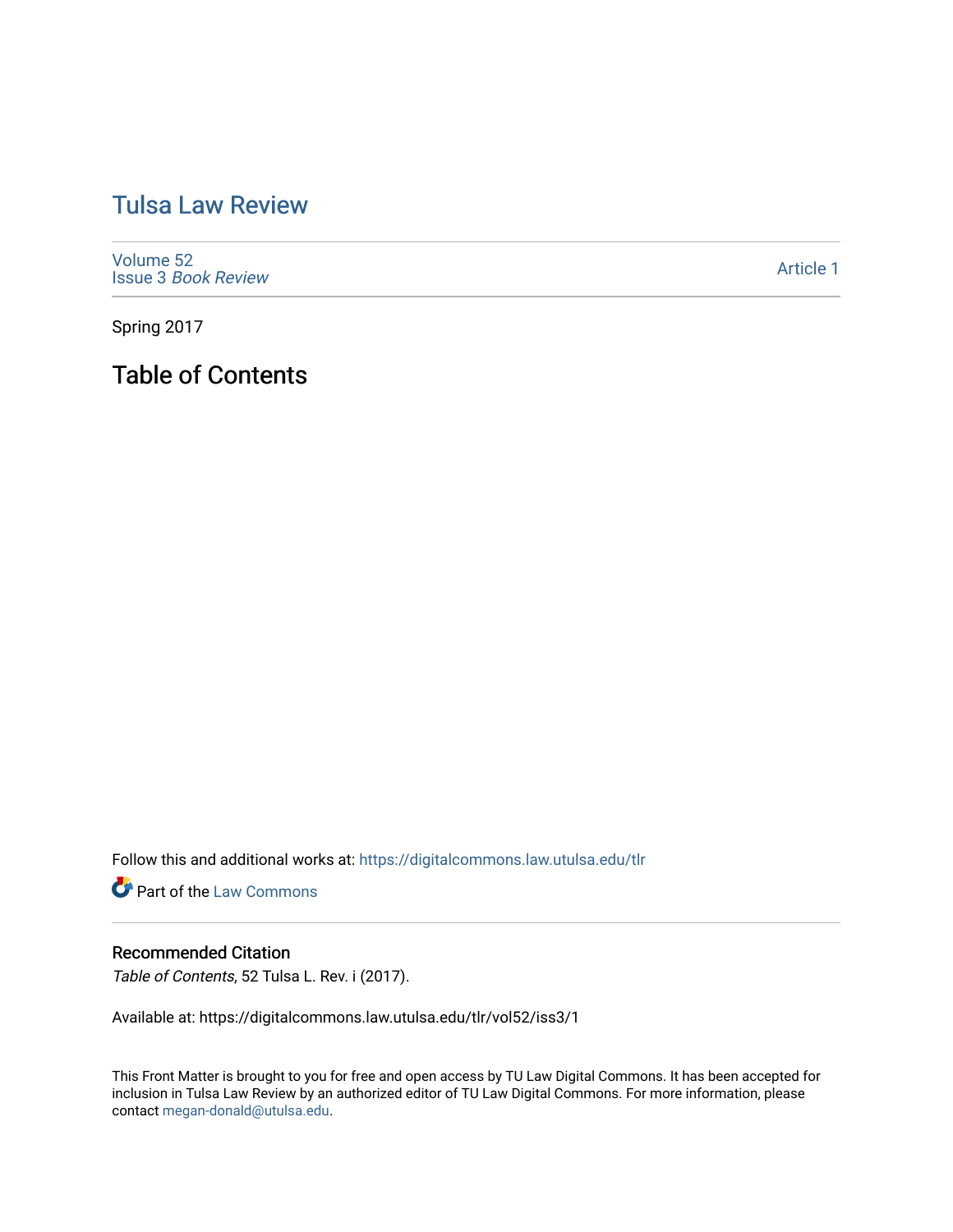# Tulsa Law Review

Volume 52
Issue 3 *Book Review*

Article 1

Spring 2017

## Table of Contents

Follow this and additional works at: https://digitalcommons.law.utulsa.edu/tlr

Part of the Law Commons

### Recommended Citation

*Table of Contents*, 52 Tulsa L. Rev. i (2017).

Available at: https://digitalcommons.law.utulsa.edu/tlr/vol52/iss3/1

This Front Matter is brought to you for free and open access by TU Law Digital Commons. It has been accepted for inclusion in Tulsa Law Review by an authorized editor of TU Law Digital Commons. For more information, please contact megan-donald@utulsa.edu.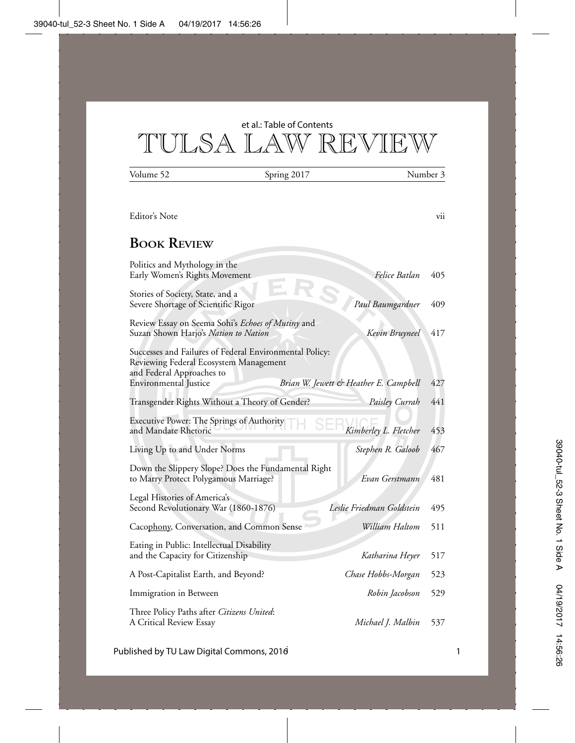# TULSA LAW REVIEW

Volume 52 | Spring 2017 | Number 3

Editor's Note ... vii

## Book Review

| Title | Author | Page |
|---|---|---|
| Politics and Mythology in the Early Women's Rights Movement | *Felice Batlan* | 405 |
| Stories of Society, State, and a Severe Shortage of Scientific Rigor | *Paul Baumgardner* | 409 |
| Review Essay on Seema Sohi's *Echoes of Mutiny* and Suzan Shown Harjo's *Nation to Nation* | *Kevin Bruyneel* | 417 |
| Successes and Failures of Federal Environmental Policy: Reviewing Federal Ecosystem Management and Federal Approaches to Environmental Justice | *Brian W. Jewett & Heather E. Campbell* | 427 |
| Transgender Rights Without a Theory of Gender? | *Paisley Currah* | 441 |
| Executive Power: The Springs of Authority and Mandate Rhetoric | *Kimberley L. Fletcher* | 453 |
| Living Up to and Under Norms | *Stephen R. Galoob* | 467 |
| Down the Slippery Slope? Does the Fundamental Right to Marry Protect Polygamous Marriage? | *Evan Gerstmann* | 481 |
| Legal Histories of America's Second Revolutionary War (1860-1876) | *Leslie Friedman Goldstein* | 495 |
| Cacophony, Conversation, and Common Sense | *William Haltom* | 511 |
| Eating in Public: Intellectual Disability and the Capacity for Citizenship | *Katharina Heyer* | 517 |
| A Post-Capitalist Earth, and Beyond? | *Chase Hobbs-Morgan* | 523 |
| Immigration in Between | *Robin Jacobson* | 529 |
| Three Policy Paths after *Citizens United*: A Critical Review Essay | *Michael J. Malbin* | 537 |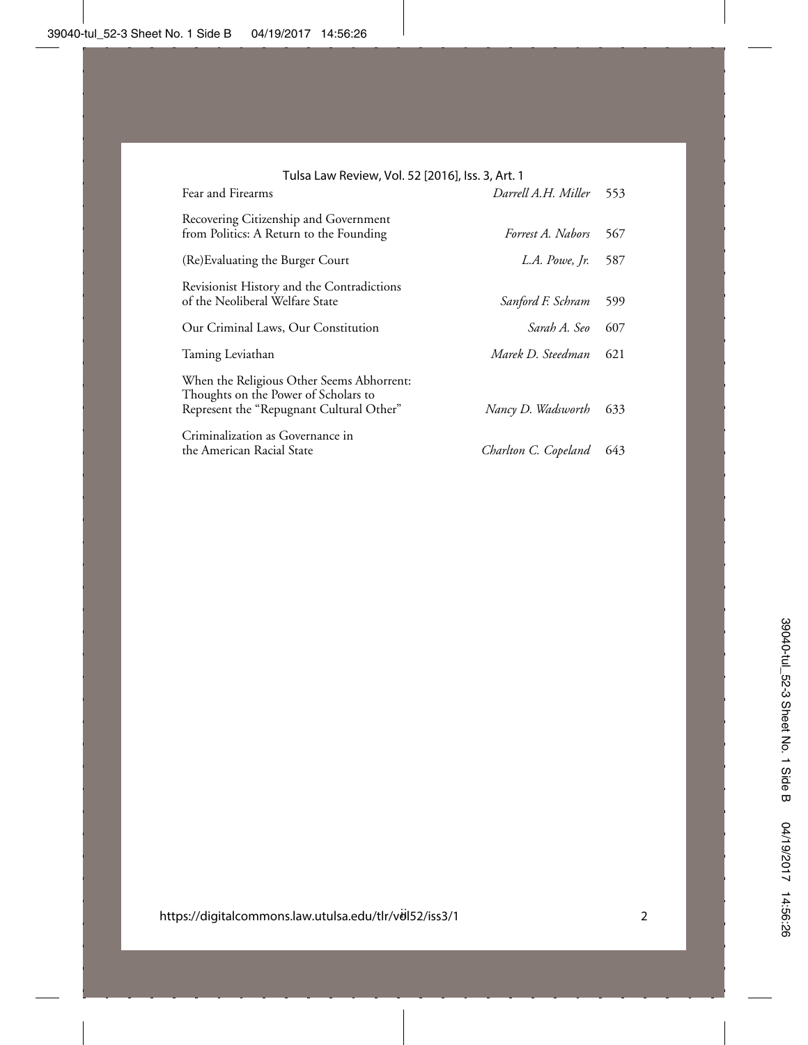| | | |
|---|---|---|
| Fear and Firearms | *Darrell A.H. Miller* | 553 |
| Recovering Citizenship and Government from Politics: A Return to the Founding | *Forrest A. Nabors* | 567 |
| (Re)Evaluating the Burger Court | *L.A. Powe, Jr.* | 587 |
| Revisionist History and the Contradictions of the Neoliberal Welfare State | *Sanford F. Schram* | 599 |
| Our Criminal Laws, Our Constitution | *Sarah A. Seo* | 607 |
| Taming Leviathan | *Marek D. Steedman* | 621 |
| When the Religious Other Seems Abhorrent: Thoughts on the Power of Scholars to Represent the "Repugnant Cultural Other" | *Nancy D. Wadsworth* | 633 |
| Criminalization as Governance in the American Racial State | *Charlton C. Copeland* | 643 |